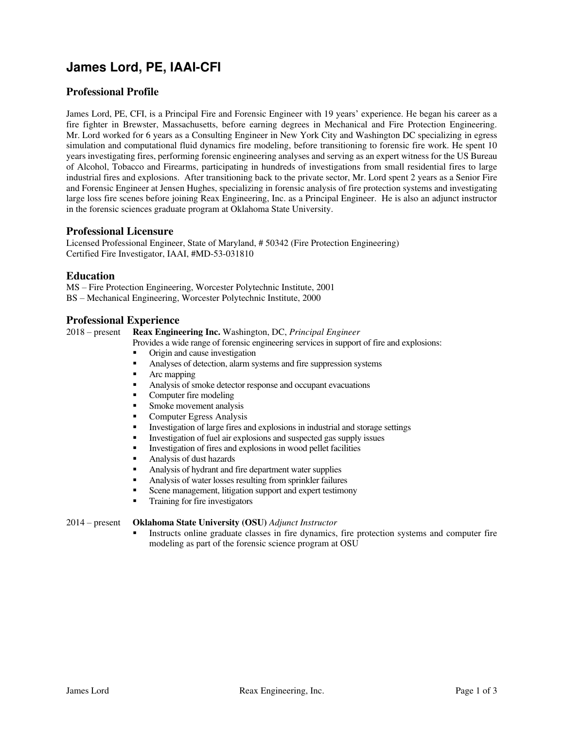# James Lord, PE, IAAI-CFI

## Professional Profile

James Lord, PE, CFI, is a Principal Fire and Forensic Engineer with 19 years' experience. He began his career as a fire fighter in Brewster, Massachusetts, before earning degrees in Mechanical and Fire Protection Engineering. Mr. Lord worked for 6 years as a Consulting Engineer in New York City and Washington DC specializing in egress simulation and computational fluid dynamics fire modeling, before transitioning to forensic fire work. He spent 10 years investigating fires, performing forensic engineering analyses and serving as an expert witness for the US Bureau of Alcohol, Tobacco and Firearms, participating in hundreds of investigations from small residential fires to large industrial fires and explosions. After transitioning back to the private sector, Mr. Lord spent 2 years as a Senior Fire and Forensic Engineer at Jensen Hughes, specializing in forensic analysis of fire protection systems and investigating large loss fire scenes before joining Reax Engineering, Inc. as a Principal Engineer. He is also an adjunct instructor in the forensic sciences graduate program at Oklahoma State University.

## Professional Licensure

Licensed Professional Engineer, State of Maryland, # 50342 (Fire Protection Engineering)
Certified Fire Investigator, IAAI, #MD-53-031810

## Education

MS – Fire Protection Engineering, Worcester Polytechnic Institute, 2001
BS – Mechanical Engineering, Worcester Polytechnic Institute, 2000

## Professional Experience

2018 – present **Reax Engineering Inc.** Washington, DC, *Principal Engineer*

Provides a wide range of forensic engineering services in support of fire and explosions:

- Origin and cause investigation
- Analyses of detection, alarm systems and fire suppression systems
- Arc mapping
- Analysis of smoke detector response and occupant evacuations
- Computer fire modeling
- Smoke movement analysis
- Computer Egress Analysis
- Investigation of large fires and explosions in industrial and storage settings
- Investigation of fuel air explosions and suspected gas supply issues
- Investigation of fires and explosions in wood pellet facilities
- Analysis of dust hazards
- Analysis of hydrant and fire department water supplies
- Analysis of water losses resulting from sprinkler failures
- Scene management, litigation support and expert testimony
- Training for fire investigators

2014 – present **Oklahoma State University (OSU)** *Adjunct Instructor*

- Instructs online graduate classes in fire dynamics, fire protection systems and computer fire modeling as part of the forensic science program at OSU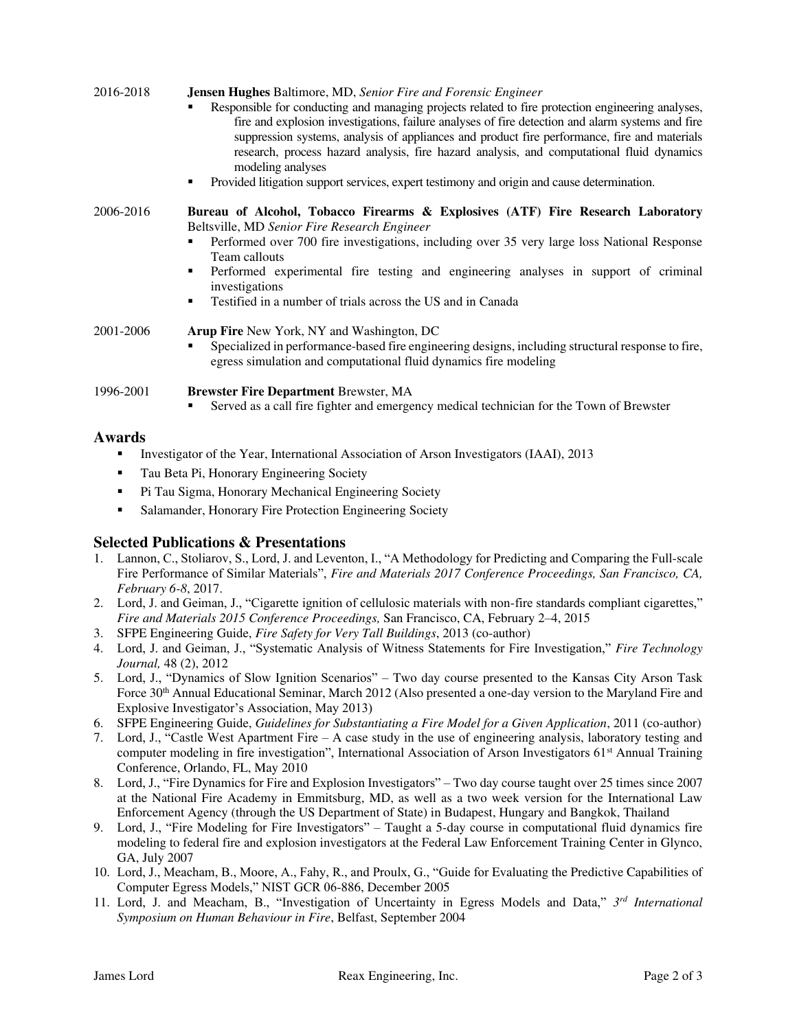2016-2018 **Jensen Hughes** Baltimore, MD, *Senior Fire and Forensic Engineer*

- Responsible for conducting and managing projects related to fire protection engineering analyses, fire and explosion investigations, failure analyses of fire detection and alarm systems and fire suppression systems, analysis of appliances and product fire performance, fire and materials research, process hazard analysis, fire hazard analysis, and computational fluid dynamics modeling analyses
- Provided litigation support services, expert testimony and origin and cause determination.

2006-2016 **Bureau of Alcohol, Tobacco Firearms & Explosives (ATF) Fire Research Laboratory** Beltsville, MD *Senior Fire Research Engineer*

- Performed over 700 fire investigations, including over 35 very large loss National Response Team callouts
- Performed experimental fire testing and engineering analyses in support of criminal investigations
- Testified in a number of trials across the US and in Canada

2001-2006 **Arup Fire** New York, NY and Washington, DC

- Specialized in performance-based fire engineering designs, including structural response to fire, egress simulation and computational fluid dynamics fire modeling

1996-2001 **Brewster Fire Department** Brewster, MA

- Served as a call fire fighter and emergency medical technician for the Town of Brewster

## Awards

- Investigator of the Year, International Association of Arson Investigators (IAAI), 2013
- Tau Beta Pi, Honorary Engineering Society
- Pi Tau Sigma, Honorary Mechanical Engineering Society
- Salamander, Honorary Fire Protection Engineering Society

## Selected Publications & Presentations

1. Lannon, C., Stoliarov, S., Lord, J. and Leventon, I., "A Methodology for Predicting and Comparing the Full-scale Fire Performance of Similar Materials", *Fire and Materials 2017 Conference Proceedings, San Francisco, CA, February 6-8*, 2017.
2. Lord, J. and Geiman, J., "Cigarette ignition of cellulosic materials with non-fire standards compliant cigarettes," *Fire and Materials 2015 Conference Proceedings,* San Francisco, CA, February 2–4, 2015
3. SFPE Engineering Guide, *Fire Safety for Very Tall Buildings*, 2013 (co-author)
4. Lord, J. and Geiman, J., "Systematic Analysis of Witness Statements for Fire Investigation," *Fire Technology Journal,* 48 (2), 2012
5. Lord, J., "Dynamics of Slow Ignition Scenarios" – Two day course presented to the Kansas City Arson Task Force 30th Annual Educational Seminar, March 2012 (Also presented a one-day version to the Maryland Fire and Explosive Investigator's Association, May 2013)
6. SFPE Engineering Guide, *Guidelines for Substantiating a Fire Model for a Given Application*, 2011 (co-author)
7. Lord, J., "Castle West Apartment Fire – A case study in the use of engineering analysis, laboratory testing and computer modeling in fire investigation", International Association of Arson Investigators 61st Annual Training Conference, Orlando, FL, May 2010
8. Lord, J., "Fire Dynamics for Fire and Explosion Investigators" – Two day course taught over 25 times since 2007 at the National Fire Academy in Emmitsburg, MD, as well as a two week version for the International Law Enforcement Agency (through the US Department of State) in Budapest, Hungary and Bangkok, Thailand
9. Lord, J., "Fire Modeling for Fire Investigators" – Taught a 5-day course in computational fluid dynamics fire modeling to federal fire and explosion investigators at the Federal Law Enforcement Training Center in Glynco, GA, July 2007
10. Lord, J., Meacham, B., Moore, A., Fahy, R., and Proulx, G., "Guide for Evaluating the Predictive Capabilities of Computer Egress Models," NIST GCR 06-886, December 2005
11. Lord, J. and Meacham, B., "Investigation of Uncertainty in Egress Models and Data," *3rd International Symposium on Human Behaviour in Fire*, Belfast, September 2004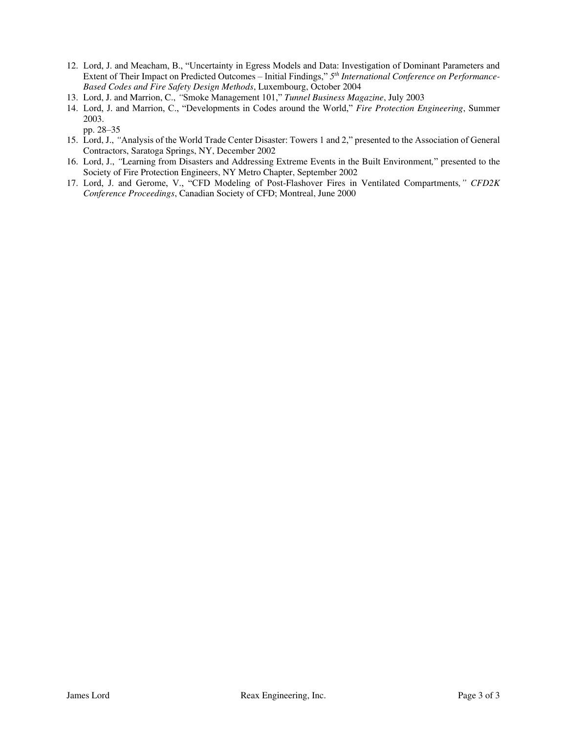12. Lord, J. and Meacham, B., "Uncertainty in Egress Models and Data: Investigation of Dominant Parameters and Extent of Their Impact on Predicted Outcomes – Initial Findings," *5th International Conference on Performance-Based Codes and Fire Safety Design Methods*, Luxembourg, October 2004
13. Lord, J. and Marrion, C., "Smoke Management 101," *Tunnel Business Magazine*, July 2003
14. Lord, J. and Marrion, C., "Developments in Codes around the World," *Fire Protection Engineering*, Summer 2003.
    pp. 28–35
15. Lord, J., "Analysis of the World Trade Center Disaster: Towers 1 and 2," presented to the Association of General Contractors, Saratoga Springs, NY, December 2002
16. Lord, J., "Learning from Disasters and Addressing Extreme Events in the Built Environment," presented to the Society of Fire Protection Engineers, NY Metro Chapter, September 2002
17. Lord, J. and Gerome, V., "CFD Modeling of Post-Flashover Fires in Ventilated Compartments," *CFD2K Conference Proceedings*, Canadian Society of CFD; Montreal, June 2000